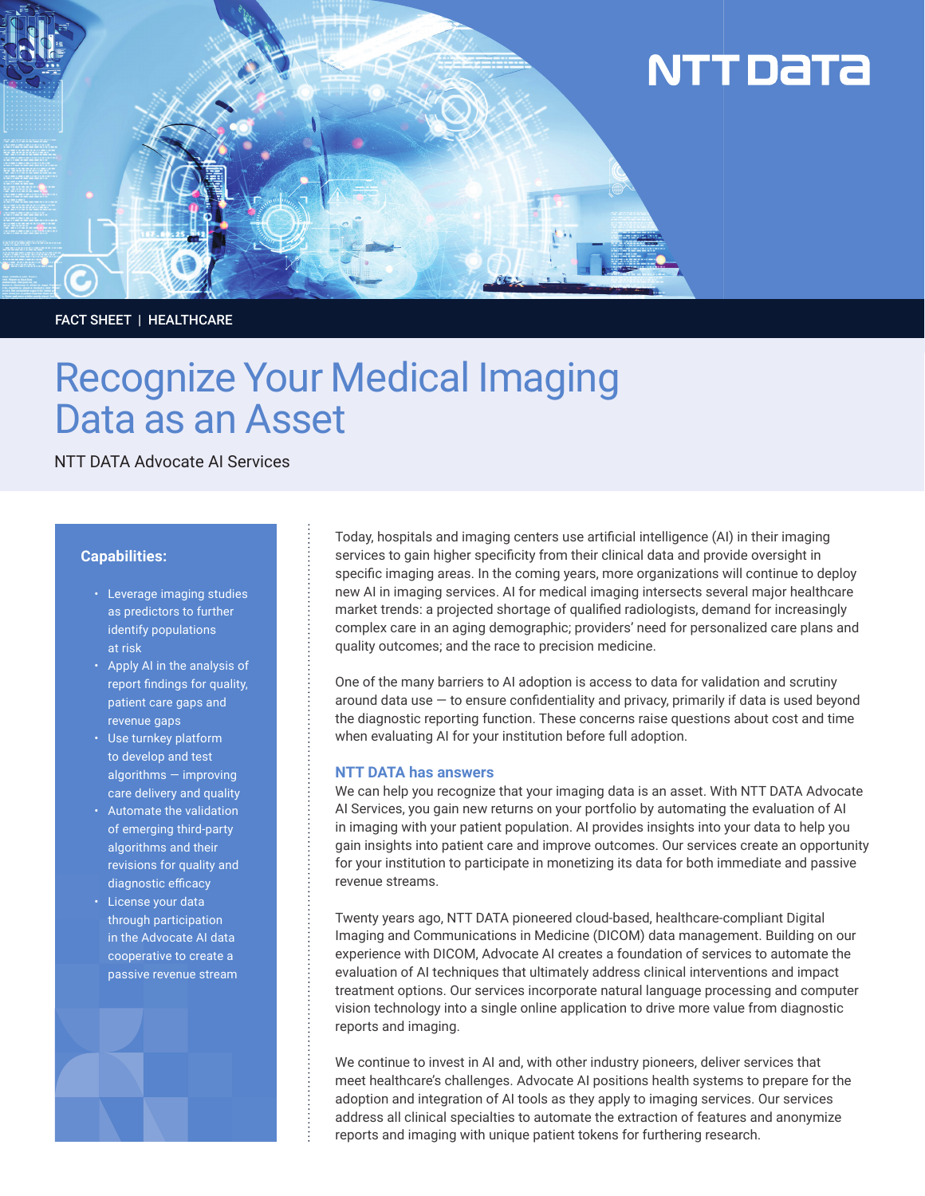FACT SHEET | HEALTHCARE

# Recognize Your Medical Imaging Data as an Asset

NTT DATA Advocate AI Services

**Capabilities:**

- Leverage imaging studies as predictors to further identify populations at risk
- Apply AI in the analysis of report findings for quality, patient care gaps and revenue gaps
- Use turnkey platform to develop and test algorithms — improving care delivery and quality
- Automate the validation of emerging third-party algorithms and their revisions for quality and diagnostic efficacy
- License your data through participation in the Advocate AI data cooperative to create a passive revenue stream

Today, hospitals and imaging centers use artificial intelligence (AI) in their imaging services to gain higher specificity from their clinical data and provide oversight in specific imaging areas. In the coming years, more organizations will continue to deploy new AI in imaging services. AI for medical imaging intersects several major healthcare market trends: a projected shortage of qualified radiologists, demand for increasingly complex care in an aging demographic; providers' need for personalized care plans and quality outcomes; and the race to precision medicine.

One of the many barriers to AI adoption is access to data for validation and scrutiny around data use — to ensure confidentiality and privacy, primarily if data is used beyond the diagnostic reporting function. These concerns raise questions about cost and time when evaluating AI for your institution before full adoption.

## NTT DATA has answers

We can help you recognize that your imaging data is an asset. With NTT DATA Advocate AI Services, you gain new returns on your portfolio by automating the evaluation of AI in imaging with your patient population. AI provides insights into your data to help you gain insights into patient care and improve outcomes. Our services create an opportunity for your institution to participate in monetizing its data for both immediate and passive revenue streams.

Twenty years ago, NTT DATA pioneered cloud-based, healthcare-compliant Digital Imaging and Communications in Medicine (DICOM) data management. Building on our experience with DICOM, Advocate AI creates a foundation of services to automate the evaluation of AI techniques that ultimately address clinical interventions and impact treatment options. Our services incorporate natural language processing and computer vision technology into a single online application to drive more value from diagnostic reports and imaging.

We continue to invest in AI and, with other industry pioneers, deliver services that meet healthcare's challenges. Advocate AI positions health systems to prepare for the adoption and integration of AI tools as they apply to imaging services. Our services address all clinical specialties to automate the extraction of features and anonymize reports and imaging with unique patient tokens for furthering research.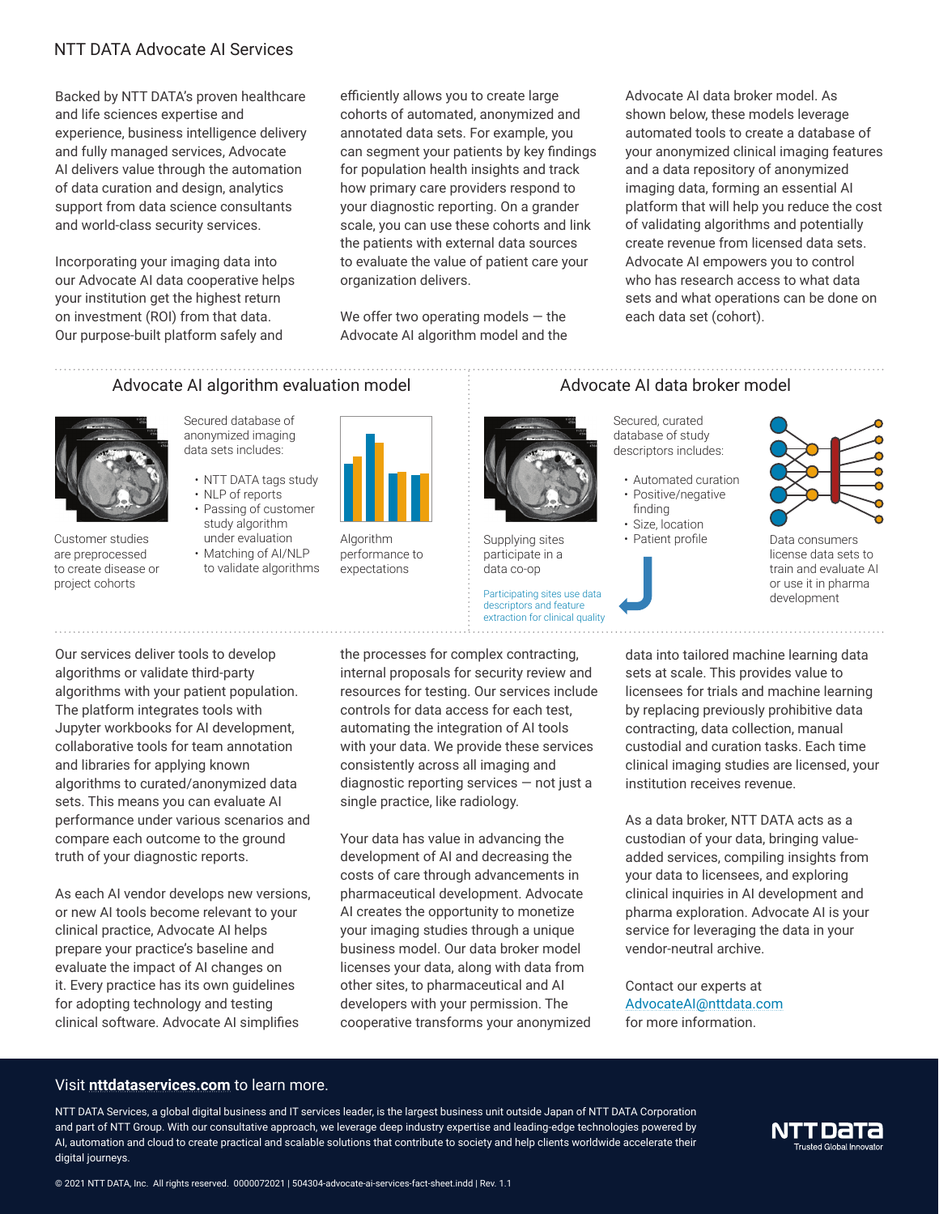NTT DATA Advocate AI Services

Backed by NTT DATA's proven healthcare and life sciences expertise and experience, business intelligence delivery and fully managed services, Advocate AI delivers value through the automation of data curation and design, analytics support from data science consultants and world-class security services.

Incorporating your imaging data into our Advocate AI data cooperative helps your institution get the highest return on investment (ROI) from that data. Our purpose-built platform safely and efficiently allows you to create large cohorts of automated, anonymized and annotated data sets. For example, you can segment your patients by key findings for population health insights and track how primary care providers respond to your diagnostic reporting. On a grander scale, you can use these cohorts and link the patients with external data sources to evaluate the value of patient care your organization delivers.

We offer two operating models — the Advocate AI algorithm model and the Advocate AI data broker model. As shown below, these models leverage automated tools to create a database of your anonymized clinical imaging features and a data repository of anonymized imaging data, forming an essential AI platform that will help you reduce the cost of validating algorithms and potentially create revenue from licensed data sets. Advocate AI empowers you to control who has research access to what data sets and what operations can be done on each data set (cohort).

## Advocate AI algorithm evaluation model

Customer studies are preprocessed to create disease or project cohorts

Secured database of anonymized imaging data sets includes:

- NTT DATA tags study
- NLP of reports
- Passing of customer study algorithm under evaluation
- Matching of AI/NLP to validate algorithms

Algorithm performance to expectations

## Advocate AI data broker model

Supplying sites participate in a data co-op

Secured, curated database of study descriptors includes:

- Automated curation
- Positive/negative finding
- Size, location
- Patient profile

Data consumers license data sets to train and evaluate AI or use it in pharma development

Participating sites use data descriptors and feature extraction for clinical quality

Our services deliver tools to develop algorithms or validate third-party algorithms with your patient population. The platform integrates tools with Jupyter workbooks for AI development, collaborative tools for team annotation and libraries for applying known algorithms to curated/anonymized data sets. This means you can evaluate AI performance under various scenarios and compare each outcome to the ground truth of your diagnostic reports.

As each AI vendor develops new versions, or new AI tools become relevant to your clinical practice, Advocate AI helps prepare your practice's baseline and evaluate the impact of AI changes on it. Every practice has its own guidelines for adopting technology and testing clinical software. Advocate AI simplifies the processes for complex contracting, internal proposals for security review and resources for testing. Our services include controls for data access for each test, automating the integration of AI tools with your data. We provide these services consistently across all imaging and diagnostic reporting services — not just a single practice, like radiology.

Your data has value in advancing the development of AI and decreasing the costs of care through advancements in pharmaceutical development. Advocate AI creates the opportunity to monetize your imaging studies through a unique business model. Our data broker model licenses your data, along with data from other sites, to pharmaceutical and AI developers with your permission. The cooperative transforms your anonymized data into tailored machine learning data sets at scale. This provides value to licensees for trials and machine learning by replacing previously prohibitive data contracting, data collection, manual custodial and curation tasks. Each time clinical imaging studies are licensed, your institution receives revenue.

As a data broker, NTT DATA acts as a custodian of your data, bringing value-added services, compiling insights from your data to licensees, and exploring clinical inquiries in AI development and pharma exploration. Advocate AI is your service for leveraging the data in your vendor-neutral archive.

Contact our experts at AdvocateAI@nttdata.com for more information.

Visit **nttdataservices.com** to learn more.

NTT DATA Services, a global digital business and IT services leader, is the largest business unit outside Japan of NTT DATA Corporation and part of NTT Group. With our consultative approach, we leverage deep industry expertise and leading-edge technologies powered by AI, automation and cloud to create practical and scalable solutions that contribute to society and help clients worldwide accelerate their digital journeys.

NTT DATA
Trusted Global Innovator

© 2021 NTT DATA, Inc. All rights reserved. 0000072021 | 504304-advocate-ai-services-fact-sheet.indd | Rev. 1.1